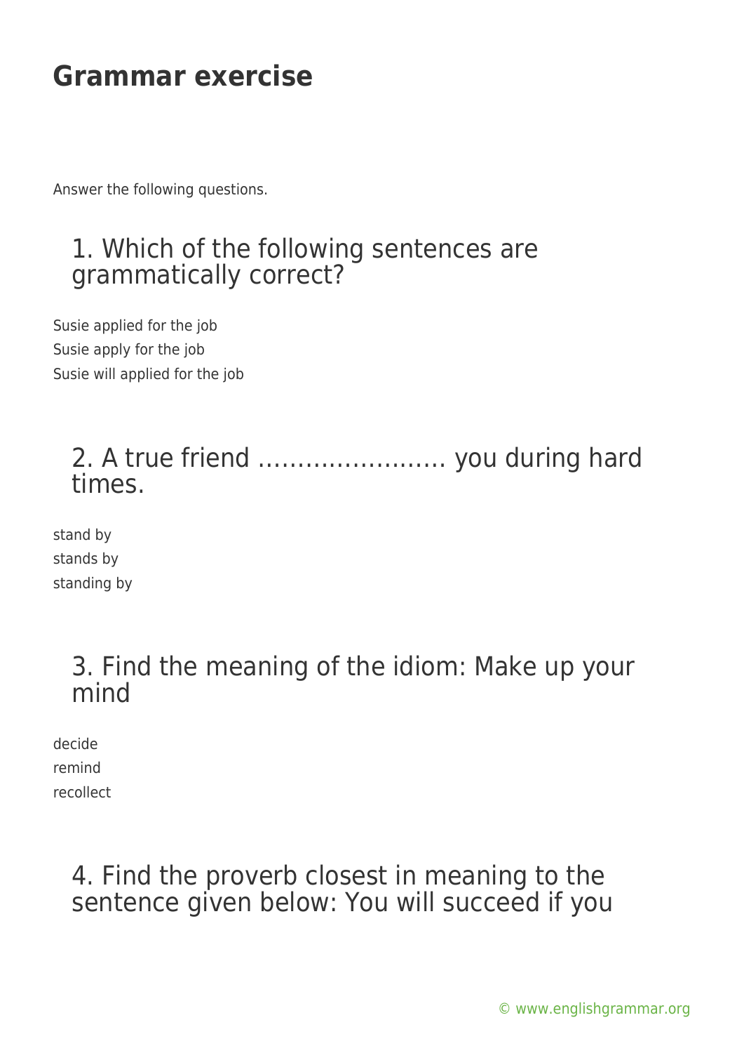# Grammar exercise

Answer the following questions.

## 1. Which of the following sentences are grammatically correct?

Susie applied for the job
Susie apply for the job
Susie will applied for the job

## 2. A true friend …………………… you during hard times.

stand by
stands by
standing by

## 3. Find the meaning of the idiom: Make up your mind

decide
remind
recollect

## 4. Find the proverb closest in meaning to the sentence given below: You will succeed if you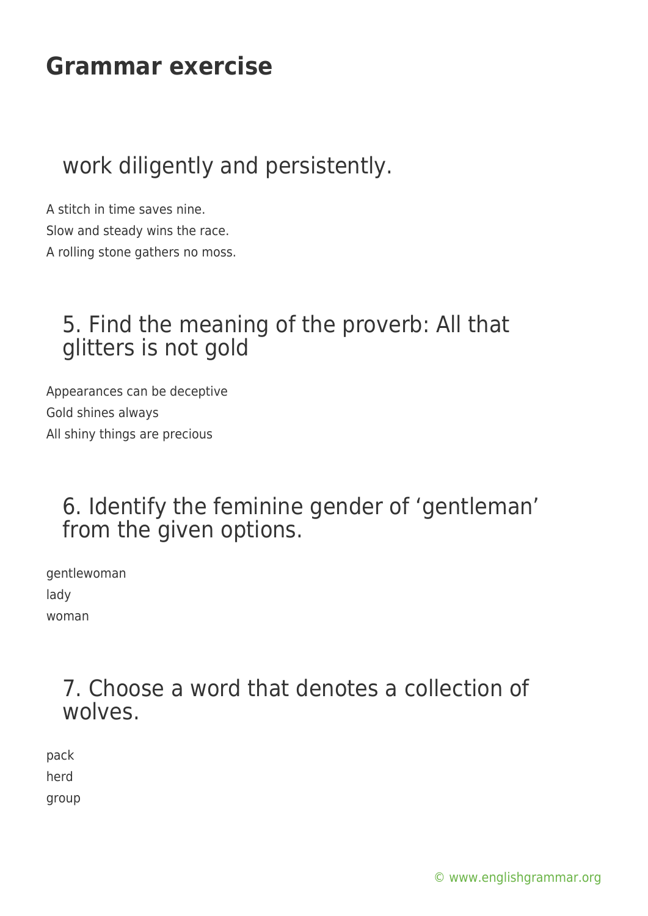# Grammar exercise

### work diligently and persistently.

A stitch in time saves nine.
Slow and steady wins the race.
A rolling stone gathers no moss.

### 5. Find the meaning of the proverb: All that glitters is not gold

Appearances can be deceptive
Gold shines always
All shiny things are precious

### 6. Identify the feminine gender of 'gentleman' from the given options.

gentlewoman
lady
woman

### 7. Choose a word that denotes a collection of wolves.

pack
herd
group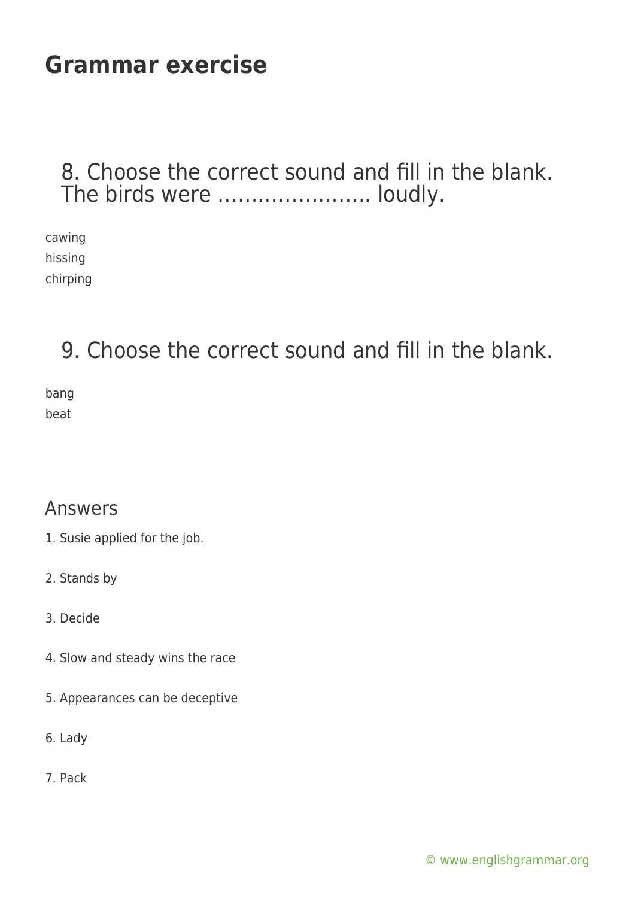# Grammar exercise

8. Choose the correct sound and fill in the blank.
The birds were ………………….. loudly.

cawing
hissing
chirping

9. Choose the correct sound and fill in the blank.

bang
beat

## Answers

1. Susie applied for the job.

2. Stands by

3. Decide

4. Slow and steady wins the race

5. Appearances can be deceptive

6. Lady

7. Pack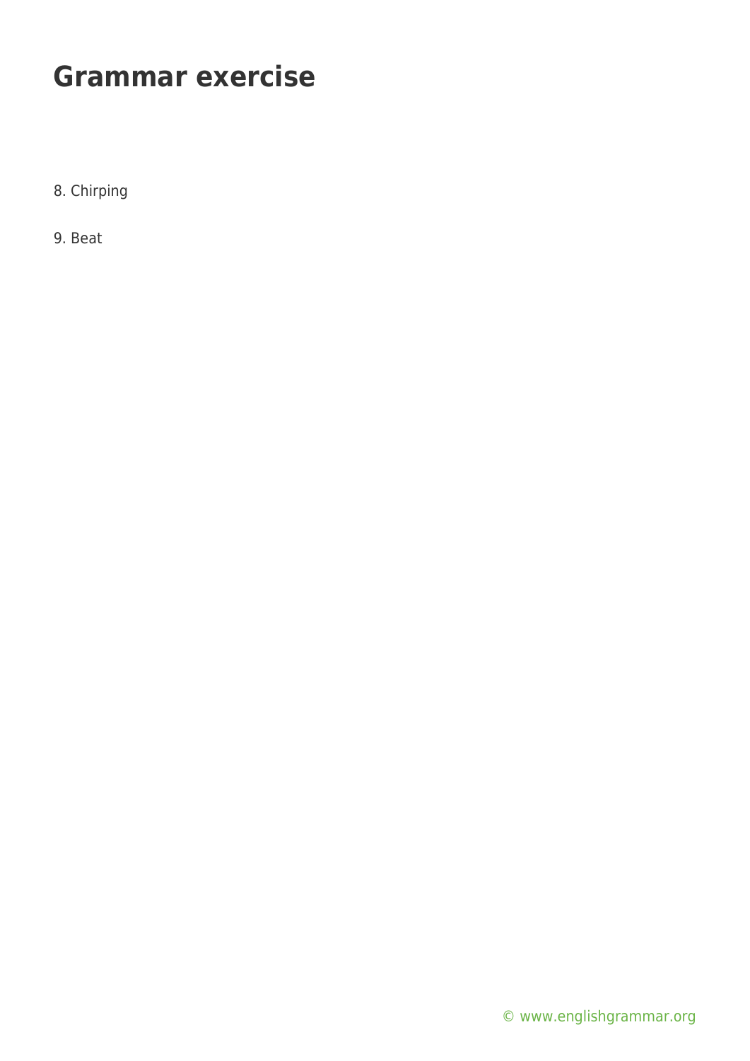8. Chirping

9. Beat